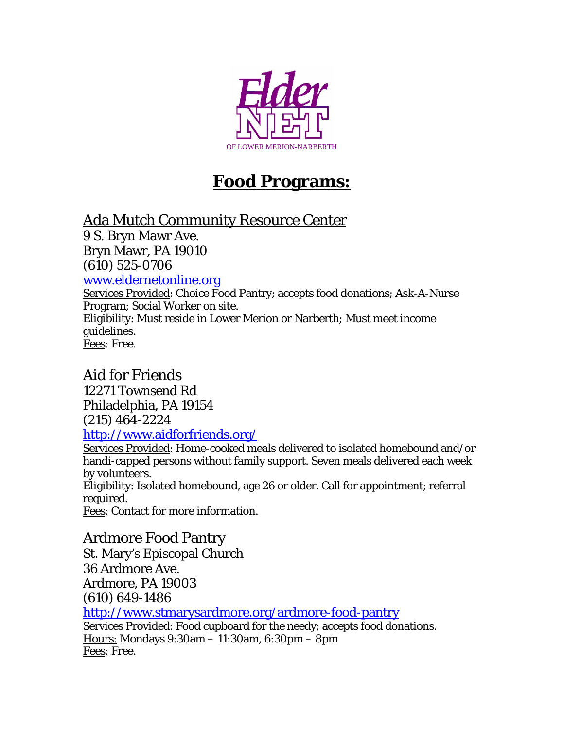ElderNET

OF LOWER MERION-NARBERTH

# Food Programs:

## Ada Mutch Community Resource Center

9 S. Bryn Mawr Ave.
Bryn Mawr, PA 19010
(610) 525-0706
[www.eldernetonline.org](www.eldernetonline.org)

Services Provided: Choice Food Pantry; accepts food donations; Ask-A-Nurse Program; Social Worker on site.
Eligibility: Must reside in Lower Merion or Narberth; Must meet income guidelines.
Fees: Free.

## Aid for Friends

12271 Townsend Rd
Philadelphia, PA 19154
(215) 464-2224
[http://www.aidforfriends.org/](http://www.aidforfriends.org/)

Services Provided: Home-cooked meals delivered to isolated homebound and/or handi-capped persons without family support. Seven meals delivered each week by volunteers.
Eligibility: Isolated homebound, age 26 or older. Call for appointment; referral required.
Fees: Contact for more information.

## Ardmore Food Pantry

St. Mary's Episcopal Church
36 Ardmore Ave.
Ardmore, PA 19003
(610) 649-1486
[http://www.stmarysardmore.org/ardmore-food-pantry](http://www.stmarysardmore.org/ardmore-food-pantry)

Services Provided: Food cupboard for the needy; accepts food donations.
Hours: Mondays 9:30am – 11:30am, 6:30pm – 8pm
Fees: Free.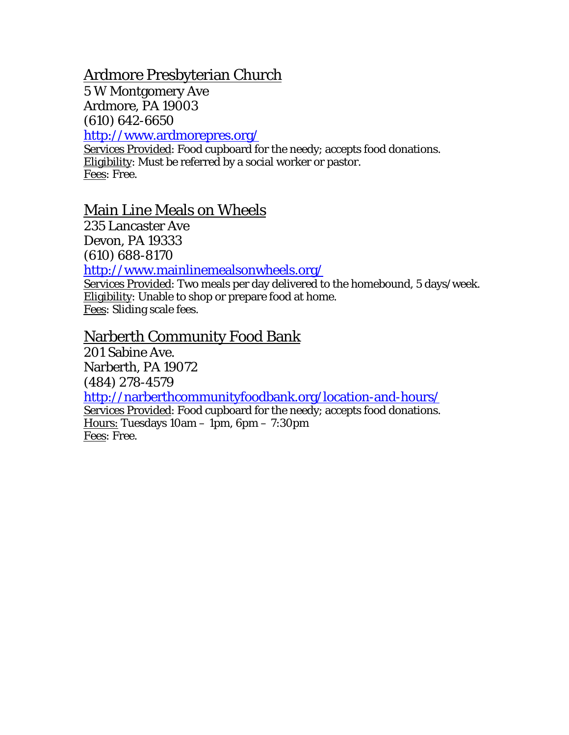## Ardmore Presbyterian Church

5 W Montgomery Ave
Ardmore, PA 19003
(610) 642-6650
http://www.ardmorepres.org/

Services Provided: Food cupboard for the needy; accepts food donations.
Eligibility: Must be referred by a social worker or pastor.
Fees: Free.

## Main Line Meals on Wheels

235 Lancaster Ave
Devon, PA 19333
(610) 688-8170
http://www.mainlinemealsonwheels.org/

Services Provided: Two meals per day delivered to the homebound, 5 days/week.
Eligibility: Unable to shop or prepare food at home.
Fees: Sliding scale fees.

## Narberth Community Food Bank

201 Sabine Ave.
Narberth, PA 19072
(484) 278-4579
http://narberthcommunityfoodbank.org/location-and-hours/

Services Provided: Food cupboard for the needy; accepts food donations.
Hours: Tuesdays 10am – 1pm, 6pm – 7:30pm
Fees: Free.